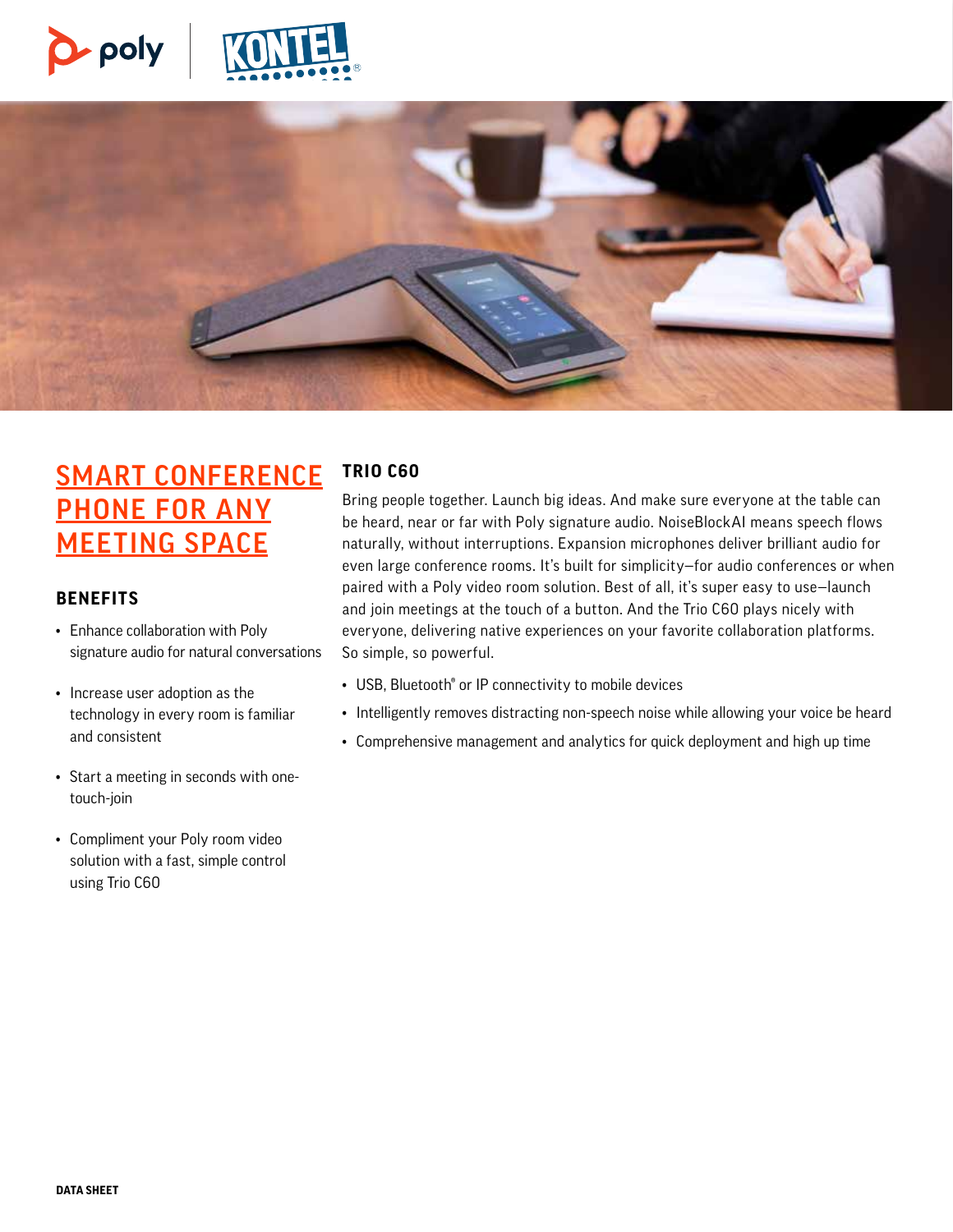# SMART CONFERENCE PHONE FOR ANY MEETING SPACE

## BENEFITS

- Enhance collaboration with Poly signature audio for natural conversations
- Increase user adoption as the technology in every room is familiar and consistent
- Start a meeting in seconds with one-touch-join
- Compliment your Poly room video solution with a fast, simple control using Trio C60

## TRIO C60

Bring people together. Launch big ideas. And make sure everyone at the table can be heard, near or far with Poly signature audio. NoiseBlockAI means speech flows naturally, without interruptions. Expansion microphones deliver brilliant audio for even large conference rooms. It's built for simplicity—for audio conferences or when paired with a Poly video room solution. Best of all, it's super easy to use—launch and join meetings at the touch of a button. And the Trio C60 plays nicely with everyone, delivering native experiences on your favorite collaboration platforms. So simple, so powerful.

- USB, Bluetooth® or IP connectivity to mobile devices
- Intelligently removes distracting non-speech noise while allowing your voice be heard
- Comprehensive management and analytics for quick deployment and high up time

DATA SHEET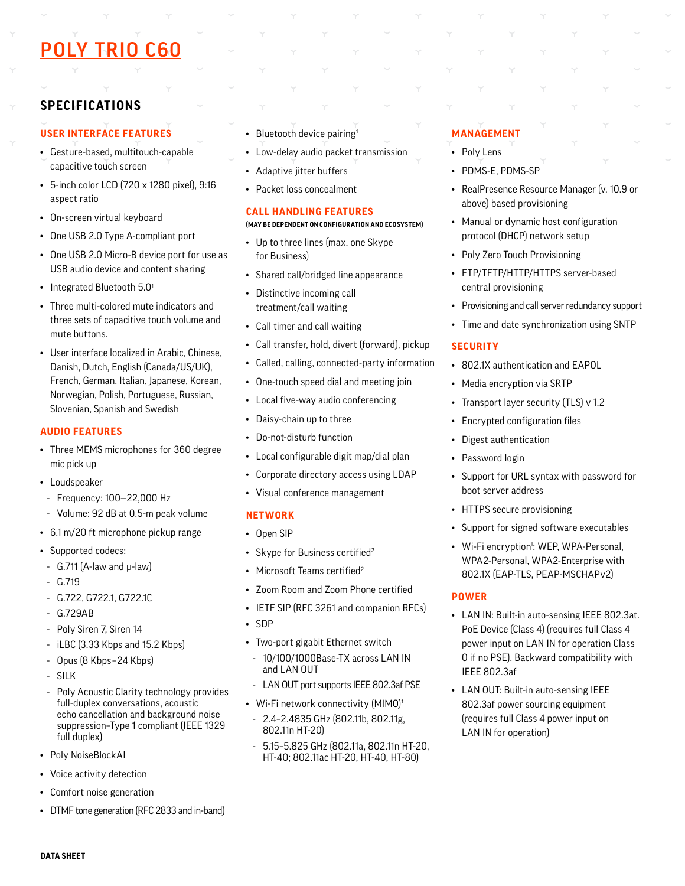# POLY TRIO C60

## SPECIFICATIONS

### USER INTERFACE FEATURES

- Gesture-based, multitouch-capable capacitive touch screen
- 5-inch color LCD (720 x 1280 pixel), 9:16 aspect ratio
- On-screen virtual keyboard
- One USB 2.0 Type A-compliant port
- One USB 2.0 Micro-B device port for use as USB audio device and content sharing
- Integrated Bluetooth 5.0[1]
- Three multi-colored mute indicators and three sets of capacitive touch volume and mute buttons.
- User interface localized in Arabic, Chinese, Danish, Dutch, English (Canada/US/UK), French, German, Italian, Japanese, Korean, Norwegian, Polish, Portuguese, Russian, Slovenian, Spanish and Swedish

### AUDIO FEATURES

- Three MEMS microphones for 360 degree mic pick up
- Loudspeaker
  - Frequency: 100–22,000 Hz
  - Volume: 92 dB at 0.5-m peak volume
- 6.1 m/20 ft microphone pickup range
- Supported codecs:
  - G.711 (A-law and μ-law)
  - G.719
  - G.722, G722.1, G722.1C
  - G.729AB
  - Poly Siren 7, Siren 14
  - iLBC (3.33 Kbps and 15.2 Kbps)
  - Opus (8 Kbps–24 Kbps)
  - SILK
  - Poly Acoustic Clarity technology provides full-duplex conversations, acoustic echo cancellation and background noise suppression–Type 1 compliant (IEEE 1329 full duplex)
- Poly NoiseBlockAI
- Voice activity detection
- Comfort noise generation
- DTMF tone generation (RFC 2833 and in-band)
- Bluetooth device pairing[1]
- Low-delay audio packet transmission
- Adaptive jitter buffers
- Packet loss concealment

### CALL HANDLING FEATURES

**(MAY BE DEPENDENT ON CONFIGURATION AND ECOSYSTEM)**

- Up to three lines (max. one Skype for Business)
- Shared call/bridged line appearance
- Distinctive incoming call treatment/call waiting
- Call timer and call waiting
- Call transfer, hold, divert (forward), pickup
- Called, calling, connected-party information
- One-touch speed dial and meeting join
- Local five-way audio conferencing
- Daisy-chain up to three
- Do-not-disturb function
- Local configurable digit map/dial plan
- Corporate directory access using LDAP
- Visual conference management

### NETWORK

- Open SIP
- Skype for Business certified[2]
- Microsoft Teams certified[2]
- Zoom Room and Zoom Phone certified
- IETF SIP (RFC 3261 and companion RFCs)
- SDP
- Two-port gigabit Ethernet switch
  - 10/100/1000Base-TX across LAN IN and LAN OUT
  - LAN OUT port supports IEEE 802.3af PSE
- Wi-Fi network connectivity (MIMO)[1]
  - 2.4–2.4835 GHz (802.11b, 802.11g, 802.11n HT-20)
  - 5.15–5.825 GHz (802.11a, 802.11n HT-20, HT-40; 802.11ac HT-20, HT-40, HT-80)

### MANAGEMENT

- Poly Lens
- PDMS-E, PDMS-SP
- RealPresence Resource Manager (v. 10.9 or above) based provisioning
- Manual or dynamic host configuration protocol (DHCP) network setup
- Poly Zero Touch Provisioning
- FTP/TFTP/HTTP/HTTPS server-based central provisioning
- Provisioning and call server redundancy support
- Time and date synchronization using SNTP

### SECURITY

- 802.1X authentication and EAPOL
- Media encryption via SRTP
- Transport layer security (TLS) v 1.2
- Encrypted configuration files
- Digest authentication
- Password login
- Support for URL syntax with password for boot server address
- HTTPS secure provisioning
- Support for signed software executables
- Wi-Fi encryption[1]: WEP, WPA-Personal, WPA2-Personal, WPA2-Enterprise with 802.1X (EAP-TLS, PEAP-MSCHAPv2)

### POWER

- LAN IN: Built-in auto-sensing IEEE 802.3at. PoE Device (Class 4) (requires full Class 4 power input on LAN IN for operation Class 0 if no PSE). Backward compatibility with IEEE 802.3af
- LAN OUT: Built-in auto-sensing IEEE 802.3af power sourcing equipment (requires full Class 4 power input on LAN IN for operation)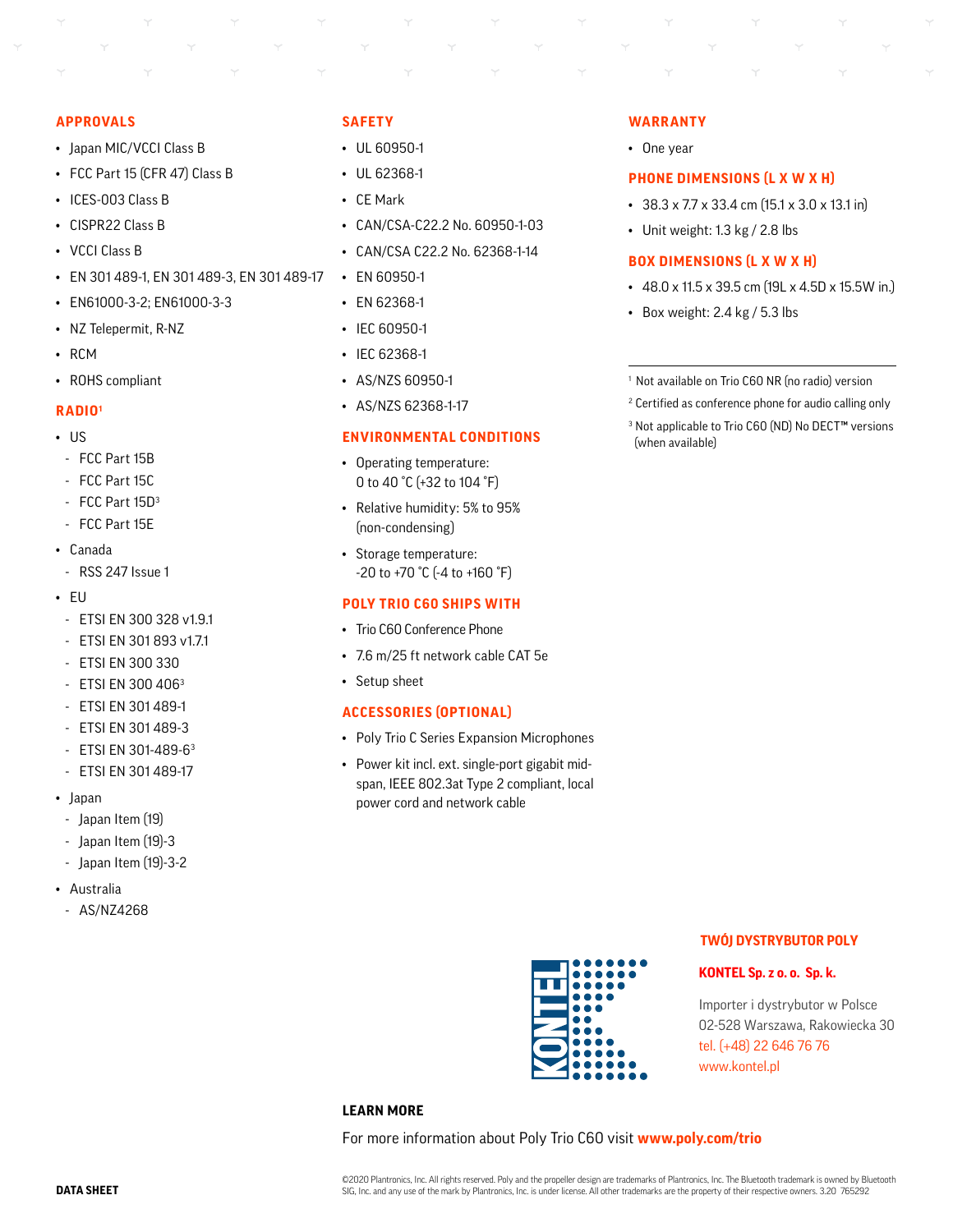## APPROVALS

- Japan MIC/VCCI Class B
- FCC Part 15 (CFR 47) Class B
- ICES-003 Class B
- CISPR22 Class B
- VCCI Class B
- EN 301 489-1, EN 301 489-3, EN 301 489-17
- EN61000-3-2; EN61000-3-3
- NZ Telepermit, R-NZ
- RCM
- ROHS compliant

## RADIO[1]

- US
  - FCC Part 15B
  - FCC Part 15C
  - FCC Part 15D[3]
  - FCC Part 15E
- Canada
  - RSS 247 Issue 1
- EU
  - ETSI EN 300 328 v1.9.1
  - ETSI EN 301 893 v1.7.1
  - ETSI EN 300 330
  - ETSI EN 300 406[3]
  - ETSI EN 301 489-1
  - ETSI EN 301 489-3
  - ETSI EN 301-489-6[3]
  - ETSI EN 301 489-17
- Japan
  - Japan Item (19)
  - Japan Item (19)-3
  - Japan Item (19)-3-2
- Australia
  - AS/NZ4268

## SAFETY

- UL 60950-1
- UL 62368-1
- CE Mark
- CAN/CSA-C22.2 No. 60950-1-03
- CAN/CSA C22.2 No. 62368-1-14
- EN 60950-1
- EN 62368-1
- IEC 60950-1
- IEC 62368-1
- AS/NZS 60950-1
- AS/NZS 62368-1-17

## ENVIRONMENTAL CONDITIONS

- Operating temperature: 0 to 40 °C (+32 to 104 °F)
- Relative humidity: 5% to 95% (non-condensing)
- Storage temperature: -20 to +70 °C (-4 to +160 °F)

## POLY TRIO C60 SHIPS WITH

- Trio C60 Conference Phone
- 7.6 m/25 ft network cable CAT 5e
- Setup sheet

## ACCESSORIES (OPTIONAL)

- Poly Trio C Series Expansion Microphones
- Power kit incl. ext. single-port gigabit mid-span, IEEE 802.3at Type 2 compliant, local power cord and network cable

## WARRANTY

- One year

## PHONE DIMENSIONS (L X W X H)

- 38.3 x 7.7 x 33.4 cm (15.1 x 3.0 x 13.1 in)
- Unit weight: 1.3 kg / 2.8 lbs

## BOX DIMENSIONS (L X W X H)

- 48.0 x 11.5 x 39.5 cm (19L x 4.5D x 15.5W in.)
- Box weight: 2.4 kg / 5.3 lbs

---

[1] Not available on Trio C60 NR (no radio) version

[2] Certified as conference phone for audio calling only

[3] Not applicable to Trio C60 (ND) No DECT™ versions (when available)

**TWÓJ DYSTRYBUTOR POLY**

**KONTEL Sp. z o. o. Sp. k.**

Importer i dystrybutor w Polsce
02-528 Warszawa, Rakowiecka 30
tel. (+48) 22 646 76 76
www.kontel.pl

**LEARN MORE**

For more information about Poly Trio C60 visit **www.poly.com/trio**

DATA SHEET

©2020 Plantronics, Inc. All rights reserved. Poly and the propeller design are trademarks of Plantronics, Inc. The Bluetooth trademark is owned by Bluetooth SIG, Inc. and any use of the mark by Plantronics, Inc. is under license. All other trademarks are the property of their respective owners. 3.20 765292